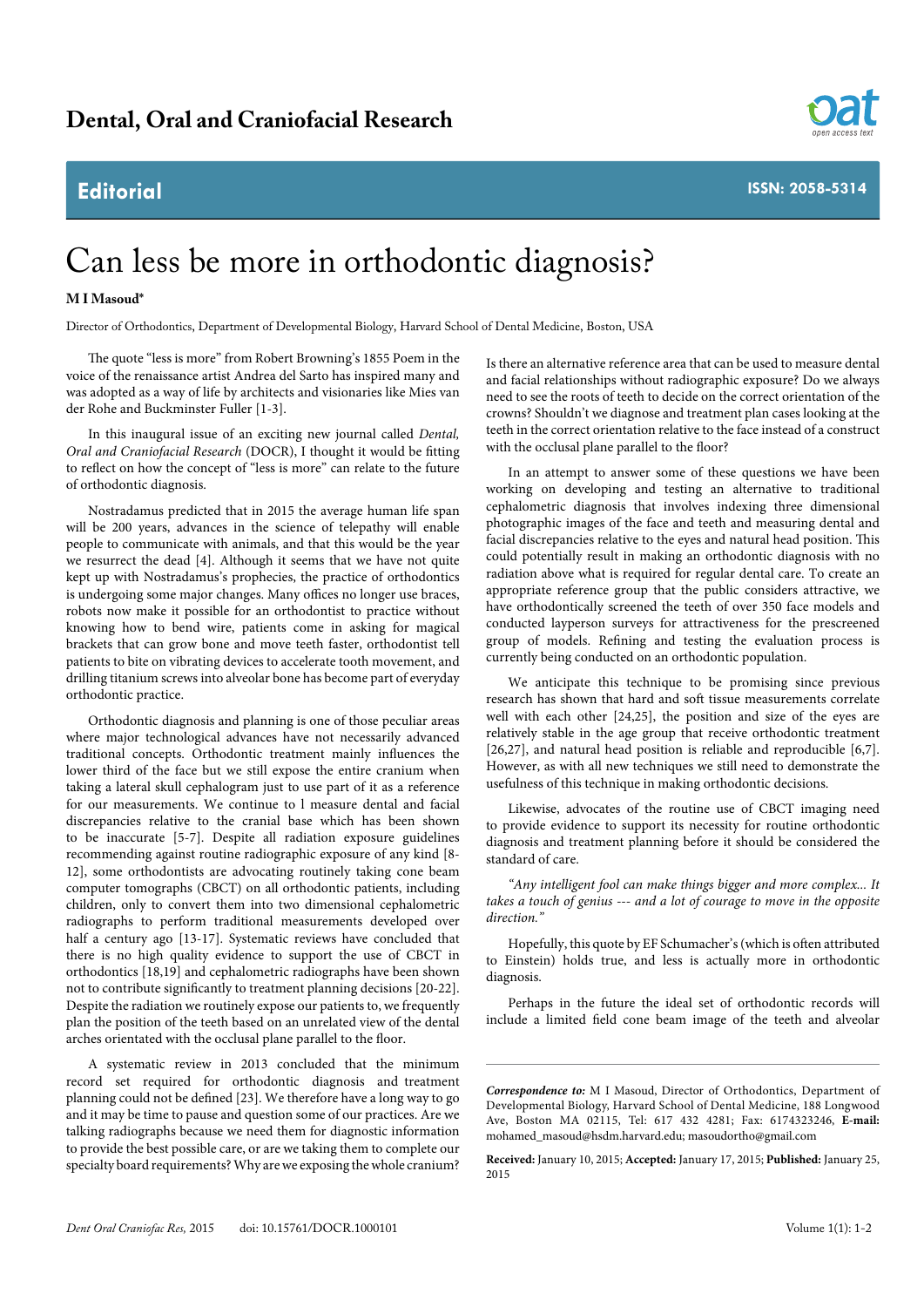# Dental, Oral and Craniofacial Research

**Editorial**

ISSN: 2058-5314

# Can less be more in orthodontic diagnosis?

**M I Masoud***

Director of Orthodontics, Department of Developmental Biology, Harvard School of Dental Medicine, Boston, USA

The quote "less is more" from Robert Browning's 1855 Poem in the voice of the renaissance artist Andrea del Sarto has inspired many and was adopted as a way of life by architects and visionaries like Mies van der Rohe and Buckminster Fuller [1-3].

In this inaugural issue of an exciting new journal called *Dental, Oral and Craniofacial Research* (DOCR), I thought it would be fitting to reflect on how the concept of "less is more" can relate to the future of orthodontic diagnosis.

Nostradamus predicted that in 2015 the average human life span will be 200 years, advances in the science of telepathy will enable people to communicate with animals, and that this would be the year we resurrect the dead [4]. Although it seems that we have not quite kept up with Nostradamus's prophecies, the practice of orthodontics is undergoing some major changes. Many offices no longer use braces, robots now make it possible for an orthodontist to practice without knowing how to bend wire, patients come in asking for magical brackets that can grow bone and move teeth faster, orthodontist tell patients to bite on vibrating devices to accelerate tooth movement, and drilling titanium screws into alveolar bone has become part of everyday orthodontic practice.

Orthodontic diagnosis and planning is one of those peculiar areas where major technological advances have not necessarily advanced traditional concepts. Orthodontic treatment mainly influences the lower third of the face but we still expose the entire cranium when taking a lateral skull cephalogram just to use part of it as a reference for our measurements. We continue to l measure dental and facial discrepancies relative to the cranial base which has been shown to be inaccurate [5-7]. Despite all radiation exposure guidelines recommending against routine radiographic exposure of any kind [8-12], some orthodontists are advocating routinely taking cone beam computer tomographs (CBCT) on all orthodontic patients, including children, only to convert them into two dimensional cephalometric radiographs to perform traditional measurements developed over half a century ago [13-17]. Systematic reviews have concluded that there is no high quality evidence to support the use of CBCT in orthodontics [18,19] and cephalometric radiographs have been shown not to contribute significantly to treatment planning decisions [20-22]. Despite the radiation we routinely expose our patients to, we frequently plan the position of the teeth based on an unrelated view of the dental arches orientated with the occlusal plane parallel to the floor.

A systematic review in 2013 concluded that the minimum record set required for orthodontic diagnosis and treatment planning could not be defined [23]. We therefore have a long way to go and it may be time to pause and question some of our practices. Are we talking radiographs because we need them for diagnostic information to provide the best possible care, or are we taking them to complete our specialty board requirements? Why are we exposing the whole cranium? Is there an alternative reference area that can be used to measure dental and facial relationships without radiographic exposure? Do we always need to see the roots of teeth to decide on the correct orientation of the crowns? Shouldn't we diagnose and treatment plan cases looking at the teeth in the correct orientation relative to the face instead of a construct with the occlusal plane parallel to the floor?

In an attempt to answer some of these questions we have been working on developing and testing an alternative to traditional cephalometric diagnosis that involves indexing three dimensional photographic images of the face and teeth and measuring dental and facial discrepancies relative to the eyes and natural head position. This could potentially result in making an orthodontic diagnosis with no radiation above what is required for regular dental care. To create an appropriate reference group that the public considers attractive, we have orthodontically screened the teeth of over 350 face models and conducted layperson surveys for attractiveness for the prescreened group of models. Refining and testing the evaluation process is currently being conducted on an orthodontic population.

We anticipate this technique to be promising since previous research has shown that hard and soft tissue measurements correlate well with each other [24,25], the position and size of the eyes are relatively stable in the age group that receive orthodontic treatment [26,27], and natural head position is reliable and reproducible [6,7]. However, as with all new techniques we still need to demonstrate the usefulness of this technique in making orthodontic decisions.

Likewise, advocates of the routine use of CBCT imaging need to provide evidence to support its necessity for routine orthodontic diagnosis and treatment planning before it should be considered the standard of care.

*"Any intelligent fool can make things bigger and more complex... It takes a touch of genius --- and a lot of courage to move in the opposite direction."*

Hopefully, this quote by EF Schumacher's (which is often attributed to Einstein) holds true, and less is actually more in orthodontic diagnosis.

Perhaps in the future the ideal set of orthodontic records will include a limited field cone beam image of the teeth and alveolar

---

***Correspondence to:*** M I Masoud, Director of Orthodontics, Department of Developmental Biology, Harvard School of Dental Medicine, 188 Longwood Ave, Boston MA 02115, Tel: 617 432 4281; Fax: 6174323246, **E-mail:** mohamed_masoud@hsdm.harvard.edu; masoudortho@gmail.com

**Received:** January 10, 2015; **Accepted:** January 17, 2015; **Published:** January 25, 2015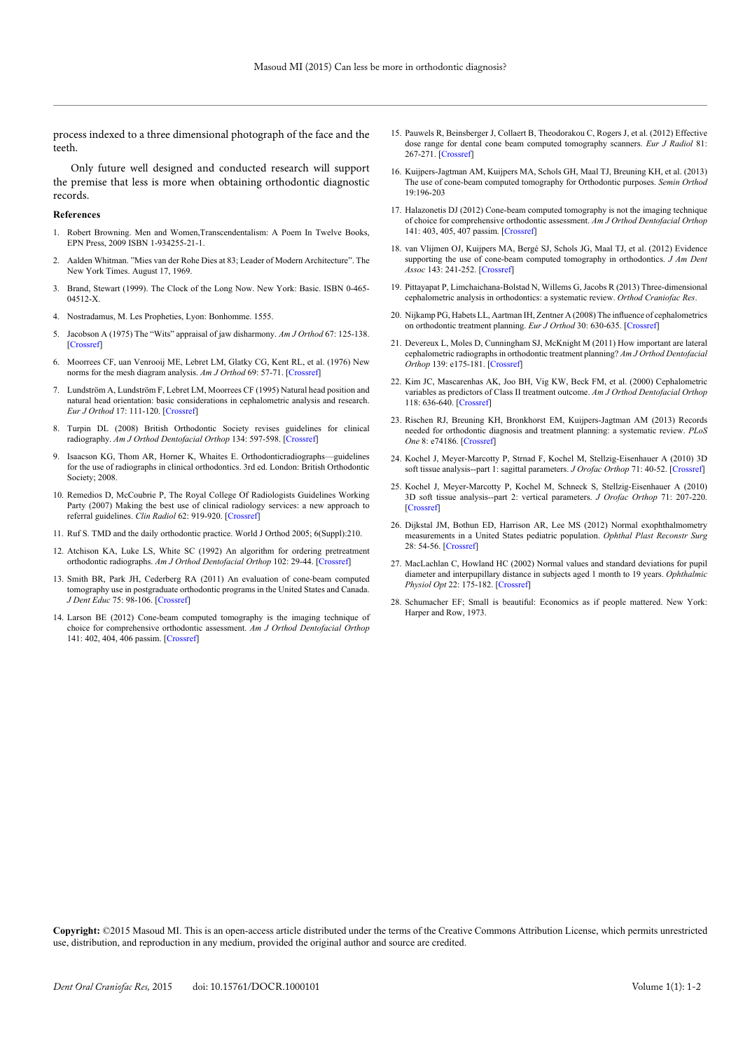process indexed to a three dimensional photograph of the face and the teeth.

Only future well designed and conducted research will support the premise that less is more when obtaining orthodontic diagnostic records.

### References

1. Robert Browning. Men and Women,Transcendentalism: A Poem In Twelve Books, EPN Press, 2009 ISBN 1-934255-21-1.
2. Aalden Whitman. "Mies van der Rohe Dies at 83; Leader of Modern Architecture". The New York Times. August 17, 1969.
3. Brand, Stewart (1999). The Clock of the Long Now. New York: Basic. ISBN 0-465-04512-X.
4. Nostradamus, M. Les Propheties, Lyon: Bonhomme. 1555.
5. Jacobson A (1975) The "Wits" appraisal of jaw disharmony. *Am J Orthod* 67: 125-138. [Crossref]
6. Moorrees CF, uan Venrooij ME, Lebret LM, Glatky CG, Kent RL, et al. (1976) New norms for the mesh diagram analysis. *Am J Orthod* 69: 57-71. [Crossref]
7. Lundström A, Lundström F, Lebret LM, Moorrees CF (1995) Natural head position and natural head orientation: basic considerations in cephalometric analysis and research. *Eur J Orthod* 17: 111-120. [Crossref]
8. Turpin DL (2008) British Orthodontic Society revises guidelines for clinical radiography. *Am J Orthod Dentofacial Orthop* 134: 597-598. [Crossref]
9. Isaacson KG, Thom AR, Horner K, Whaites E. Orthodonticradiographs—guidelines for the use of radiographs in clinical orthodontics. 3rd ed. London: British Orthodontic Society; 2008.
10. Remedios D, McCoubrie P, The Royal College Of Radiologists Guidelines Working Party (2007) Making the best use of clinical radiology services: a new approach to referral guidelines. *Clin Radiol* 62: 919-920. [Crossref]
11. Ruf S. TMD and the daily orthodontic practice. World J Orthod 2005; 6(Suppl):210.
12. Atchison KA, Luke LS, White SC (1992) An algorithm for ordering pretreatment orthodontic radiographs. *Am J Orthod Dentofacial Orthop* 102: 29-44. [Crossref]
13. Smith BR, Park JH, Cederberg RA (2011) An evaluation of cone-beam computed tomography use in postgraduate orthodontic programs in the United States and Canada. *J Dent Educ* 75: 98-106. [Crossref]
14. Larson BE (2012) Cone-beam computed tomography is the imaging technique of choice for comprehensive orthodontic assessment. *Am J Orthod Dentofacial Orthop* 141: 402, 404, 406 passim. [Crossref]
15. Pauwels R, Beinsberger J, Collaert B, Theodorakou C, Rogers J, et al. (2012) Effective dose range for dental cone beam computed tomography scanners. *Eur J Radiol* 81: 267-271. [Crossref]
16. Kuijpers-Jagtman AM, Kuijpers MA, Schols GH, Maal TJ, Breuning KH, et al. (2013) The use of cone-beam computed tomography for Orthodontic purposes. *Semin Orthod* 19:196-203
17. Halazonetis DJ (2012) Cone-beam computed tomography is not the imaging technique of choice for comprehensive orthodontic assessment. *Am J Orthod Dentofacial Orthop* 141: 403, 405, 407 passim. [Crossref]
18. van Vlijmen OJ, Kuijpers MA, Bergé SJ, Schols JG, Maal TJ, et al. (2012) Evidence supporting the use of cone-beam computed tomography in orthodontics. *J Am Dent Assoc* 143: 241-252. [Crossref]
19. Pittayapat P, Limchaichana-Bolstad N, Willems G, Jacobs R (2013) Three-dimensional cephalometric analysis in orthodontics: a systematic review. *Orthod Craniofac Res*.
20. Nijkamp PG, Habets LL, Aartman IH, Zentner A (2008) The influence of cephalometrics on orthodontic treatment planning. *Eur J Orthod* 30: 630-635. [Crossref]
21. Devereux L, Moles D, Cunningham SJ, McKnight M (2011) How important are lateral cephalometric radiographs in orthodontic treatment planning? *Am J Orthod Dentofacial Orthop* 139: e175-181. [Crossref]
22. Kim JC, Mascarenhas AK, Joo BH, Vig KW, Beck FM, et al. (2000) Cephalometric variables as predictors of Class II treatment outcome. *Am J Orthod Dentofacial Orthop* 118: 636-640. [Crossref]
23. Rischen RJ, Breuning KH, Bronkhorst EM, Kuijpers-Jagtman AM (2013) Records needed for orthodontic diagnosis and treatment planning: a systematic review. *PLoS One* 8: e74186. [Crossref]
24. Kochel J, Meyer-Marcotty P, Strnad F, Kochel M, Stellzig-Eisenhauer A (2010) 3D soft tissue analysis--part 1: sagittal parameters. *J Orofac Orthop* 71: 40-52. [Crossref]
25. Kochel J, Meyer-Marcotty P, Kochel M, Schneck S, Stellzig-Eisenhauer A (2010) 3D soft tissue analysis--part 2: vertical parameters. *J Orofac Orthop* 71: 207-220. [Crossref]
26. Dijkstal JM, Bothun ED, Harrison AR, Lee MS (2012) Normal exophthalmometry measurements in a United States pediatric population. *Ophthal Plast Reconstr Surg* 28: 54-56. [Crossref]
27. MacLachlan C, Howland HC (2002) Normal values and standard deviations for pupil diameter and interpupillary distance in subjects aged 1 month to 19 years. *Ophthalmic Physiol Opt* 22: 175-182. [Crossref]
28. Schumacher EF; Small is beautiful: Economics as if people mattered. New York: Harper and Row, 1973.

**Copyright:** ©2015 Masoud MI. This is an open-access article distributed under the terms of the Creative Commons Attribution License, which permits unrestricted use, distribution, and reproduction in any medium, provided the original author and source are credited.